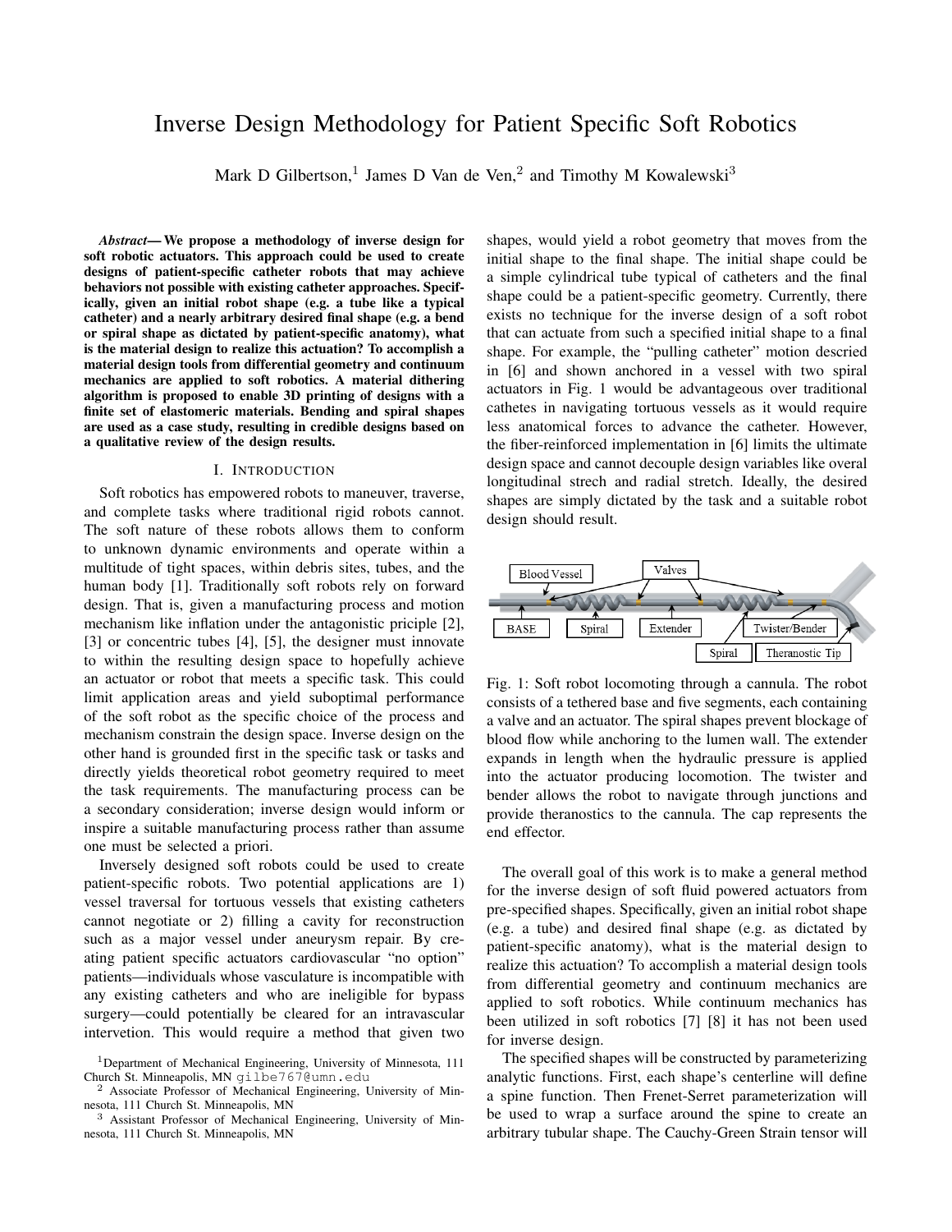# Inverse Design Methodology for Patient Specific Soft Robotics

Mark D Gilbertson,[1] James D Van de Ven,[2] and Timothy M Kowalewski[3]

***Abstract*— We propose a methodology of inverse design for soft robotic actuators. This approach could be used to create designs of patient-specific catheter robots that may achieve behaviors not possible with existing catheter approaches. Specifically, given an initial robot shape (e.g. a tube like a typical catheter) and a nearly arbitrary desired final shape (e.g. a bend or spiral shape as dictated by patient-specific anatomy), what is the material design to realize this actuation? To accomplish a material design tools from differential geometry and continuum mechanics are applied to soft robotics. A material dithering algorithm is proposed to enable 3D printing of designs with a finite set of elastomeric materials. Bending and spiral shapes are used as a case study, resulting in credible designs based on a qualitative review of the design results.**

## I. INTRODUCTION

Soft robotics has empowered robots to maneuver, traverse, and complete tasks where traditional rigid robots cannot. The soft nature of these robots allows them to conform to unknown dynamic environments and operate within a multitude of tight spaces, within debris sites, tubes, and the human body [1]. Traditionally soft robots rely on forward design. That is, given a manufacturing process and motion mechanism like inflation under the antagonistic priciple [2], [3] or concentric tubes [4], [5], the designer must innovate to within the resulting design space to hopefully achieve an actuator or robot that meets a specific task. This could limit application areas and yield suboptimal performance of the soft robot as the specific choice of the process and mechanism constrain the design space. Inverse design on the other hand is grounded first in the specific task or tasks and directly yields theoretical robot geometry required to meet the task requirements. The manufacturing process can be a secondary consideration; inverse design would inform or inspire a suitable manufacturing process rather than assume one must be selected a priori.

Inversely designed soft robots could be used to create patient-specific robots. Two potential applications are 1) vessel traversal for tortuous vessels that existing catheters cannot negotiate or 2) filling a cavity for reconstruction such as a major vessel under aneurysm repair. By creating patient specific actuators cardiovascular "no option" patients—individuals whose vasculature is incompatible with any existing catheters and who are ineligible for bypass surgery—could potentially be cleared for an intravascular intervention. This would require a method that given two shapes, would yield a robot geometry that moves from the initial shape to the final shape. The initial shape could be a simple cylindrical tube typical of catheters and the final shape could be a patient-specific geometry. Currently, there exists no technique for the inverse design of a soft robot that can actuate from such a specified initial shape to a final shape. For example, the "pulling catheter" motion descried in [6] and shown anchored in a vessel with two spiral actuators in Fig. 1 would be advantageous over traditional cathetes in navigating tortuous vessels as it would require less anatomical forces to advance the catheter. However, the fiber-reinforced implementation in [6] limits the ultimate design space and cannot decouple design variables like overal longitudinal strech and radial stretch. Ideally, the desired shapes are simply dictated by the task and a suitable robot design should result.

Fig. 1: Soft robot locomoting through a cannula. The robot consists of a tethered base and five segments, each containing a valve and an actuator. The spiral shapes prevent blockage of blood flow while anchoring to the lumen wall. The extender expands in length when the hydraulic pressure is applied into the actuator producing locomotion. The twister and bender allows the robot to navigate through junctions and provide theranostics to the cannula. The cap represents the end effector.

The overall goal of this work is to make a general method for the inverse design of soft fluid powered actuators from pre-specified shapes. Specifically, given an initial robot shape (e.g. a tube) and desired final shape (e.g. as dictated by patient-specific anatomy), what is the material design to realize this actuation? To accomplish a material design tools from differential geometry and continuum mechanics are applied to soft robotics. While continuum mechanics has been utilized in soft robotics [7] [8] it has not been used for inverse design.

The specified shapes will be constructed by parameterizing analytic functions. First, each shape's centerline will define a spine function. Then Frenet-Serret parameterization will be used to wrap a surface around the spine to create an arbitrary tubular shape. The Cauchy-Green Strain tensor will

[1]Department of Mechanical Engineering, University of Minnesota, 111 Church St. Minneapolis, MN gilbe767@umn.edu

[2] Associate Professor of Mechanical Engineering, University of Minnesota, 111 Church St. Minneapolis, MN

[3] Assistant Professor of Mechanical Engineering, University of Minnesota, 111 Church St. Minneapolis, MN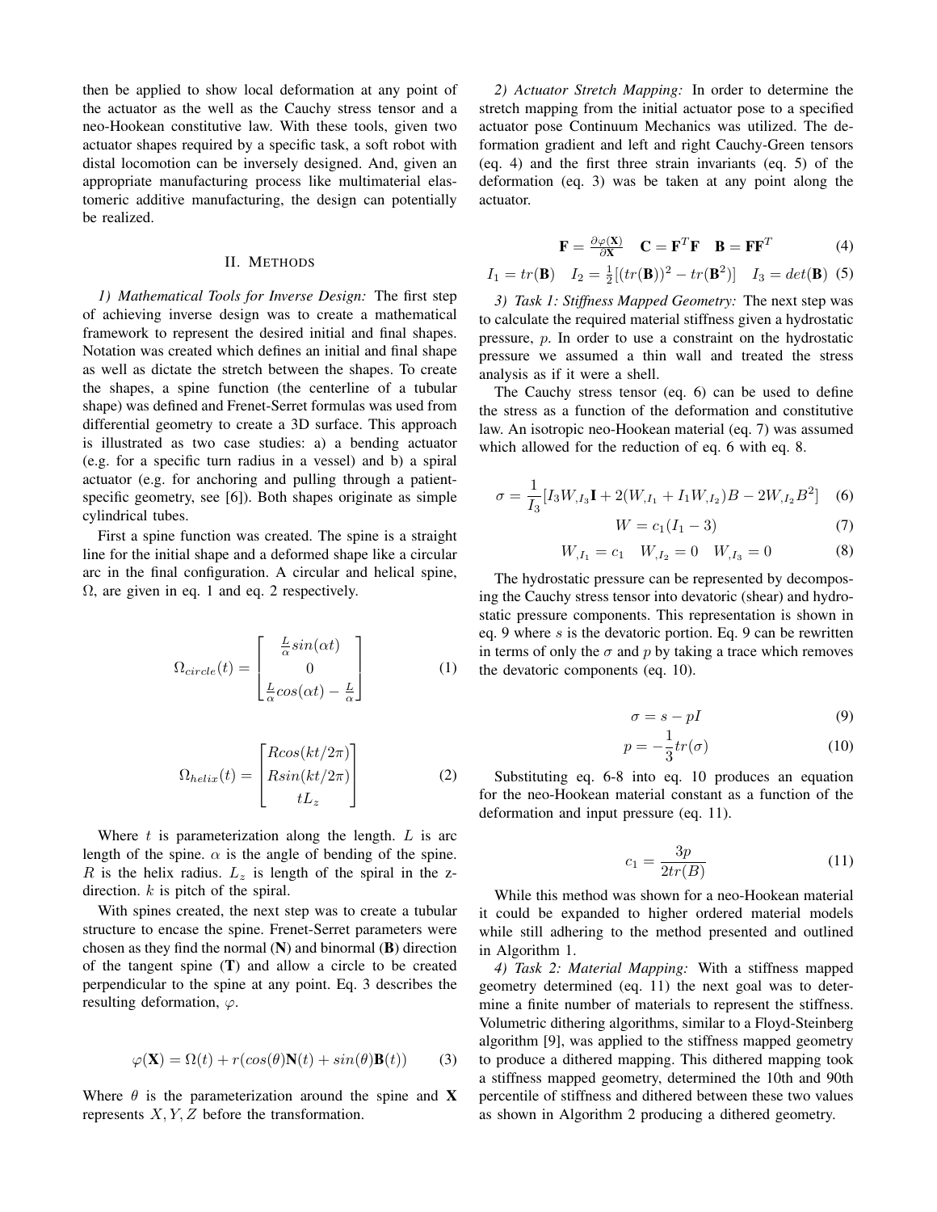then be applied to show local deformation at any point of the actuator as the well as the Cauchy stress tensor and a neo-Hookean constitutive law. With these tools, given two actuator shapes required by a specific task, a soft robot with distal locomotion can be inversely designed. And, given an appropriate manufacturing process like multimaterial elastomeric additive manufacturing, the design can potentially be realized.

## II. Methods

*1) Mathematical Tools for Inverse Design:* The first step of achieving inverse design was to create a mathematical framework to represent the desired initial and final shapes. Notation was created which defines an initial and final shape as well as dictate the stretch between the shapes. To create the shapes, a spine function (the centerline of a tubular shape) was defined and Frenet-Serret formulas was used from differential geometry to create a 3D surface. This approach is illustrated as two case studies: a) a bending actuator (e.g. for a specific turn radius in a vessel) and b) a spiral actuator (e.g. for anchoring and pulling through a patient-specific geometry, see [6]). Both shapes originate as simple cylindrical tubes.

First a spine function was created. The spine is a straight line for the initial shape and a deformed shape like a circular arc in the final configuration. A circular and helical spine, $\Omega$, are given in eq. 1 and eq. 2 respectively.

$$\Omega_{circle}(t) = \begin{bmatrix} \frac{L}{\alpha} sin(\alpha t) \\ 0 \\ \frac{L}{\alpha} cos(\alpha t) - \frac{L}{\alpha} \end{bmatrix} \tag{1}$$

$$\Omega_{helix}(t) = \begin{bmatrix} Rcos(kt/2\pi) \\ Rsin(kt/2\pi) \\ tL_z \end{bmatrix} \tag{2}$$

Where $t$ is parameterization along the length. $L$ is arc length of the spine. $\alpha$ is the angle of bending of the spine. $R$ is the helix radius. $L_z$ is length of the spiral in the z-direction. $k$ is pitch of the spiral.

With spines created, the next step was to create a tubular structure to encase the spine. Frenet-Serret parameters were chosen as they find the normal ($\mathbf{N}$) and binormal ($\mathbf{B}$) direction of the tangent spine ($\mathbf{T}$) and allow a circle to be created perpendicular to the spine at any point. Eq. 3 describes the resulting deformation, $\varphi$.

$$\varphi(\mathbf{X}) = \Omega(t) + r(cos(\theta)\mathbf{N}(t) + sin(\theta)\mathbf{B}(t)) \tag{3}$$

Where $\theta$ is the parameterization around the spine and $\mathbf{X}$ represents $X, Y, Z$ before the transformation.

*2) Actuator Stretch Mapping:* In order to determine the stretch mapping from the initial actuator pose to a specified actuator pose Continuum Mechanics was utilized. The deformation gradient and left and right Cauchy-Green tensors (eq. 4) and the first three strain invariants (eq. 5) of the deformation (eq. 3) was be taken at any point along the actuator.

$$\mathbf{F} = \frac{\partial \varphi(\mathbf{X})}{\partial \mathbf{X}} \quad \mathbf{C} = \mathbf{F}^T\mathbf{F} \quad \mathbf{B} = \mathbf{F}\mathbf{F}^T \tag{4}$$

$$I_1 = tr(\mathbf{B}) \quad I_2 = \frac{1}{2}[(tr(\mathbf{B}))^2 - tr(\mathbf{B}^2)] \quad I_3 = det(\mathbf{B}) \tag{5}$$

*3) Task 1: Stiffness Mapped Geometry:* The next step was to calculate the required material stiffness given a hydrostatic pressure, $p$. In order to use a constraint on the hydrostatic pressure we assumed a thin wall and treated the stress analysis as if it were a shell.

The Cauchy stress tensor (eq. 6) can be used to define the stress as a function of the deformation and constitutive law. An isotropic neo-Hookean material (eq. 7) was assumed which allowed for the reduction of eq. 6 with eq. 8.

$$\sigma = \frac{1}{I_3}[I_3 W_{,I_3}\mathbf{I} + 2(W_{,I_1} + I_1 W_{,I_2})B - 2W_{,I_2}B^2] \tag{6}$$

$$W = c_1(I_1 - 3) \tag{7}$$

$$W_{,I_1} = c_1 \quad W_{,I_2} = 0 \quad W_{,I_3} = 0 \tag{8}$$

The hydrostatic pressure can be represented by decomposing the Cauchy stress tensor into devatoric (shear) and hydrostatic pressure components. This representation is shown in eq. 9 where $s$ is the devatoric portion. Eq. 9 can be rewritten in terms of only the $\sigma$ and $p$ by taking a trace which removes the devatoric components (eq. 10).

$$\sigma = s - pI \tag{9}$$

$$p = -\frac{1}{3}tr(\sigma) \tag{10}$$

Substituting eq. 6-8 into eq. 10 produces an equation for the neo-Hookean material constant as a function of the deformation and input pressure (eq. 11).

$$c_1 = \frac{3p}{2tr(B)} \tag{11}$$

While this method was shown for a neo-Hookean material it could be expanded to higher ordered material models while still adhering to the method presented and outlined in Algorithm 1.

*4) Task 2: Material Mapping:* With a stiffness mapped geometry determined (eq. 11) the next goal was to determine a finite number of materials to represent the stiffness. Volumetric dithering algorithms, similar to a Floyd-Steinberg algorithm [9], was applied to the stiffness mapped geometry to produce a dithered mapping. This dithered mapping took a stiffness mapped geometry, determined the 10th and 90th percentile of stiffness and dithered between these two values as shown in Algorithm 2 producing a dithered geometry.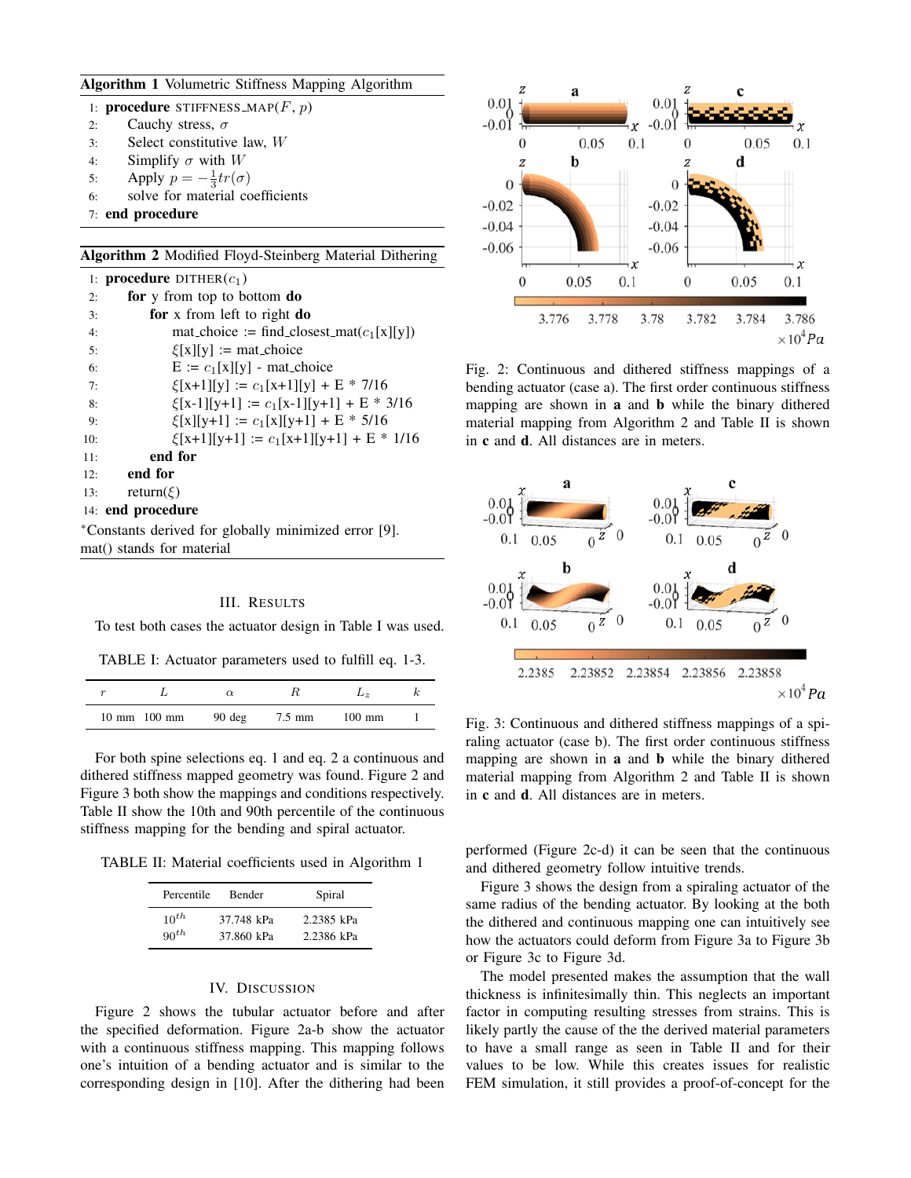**Algorithm 1** Volumetric Stiffness Mapping Algorithm

```
1: procedure STIFFNESS_MAP(F, p)
2:     Cauchy stress, σ
3:     Select constitutive law, W
4:     Simplify σ with W
5:     Apply p = −(1/3)tr(σ)
6:     solve for material coefficients
7: end procedure
```

**Algorithm 2** Modified Floyd-Steinberg Material Dithering

```
1: procedure DITHER(c1)
2:     for y from top to bottom do
3:         for x from left to right do
4:             mat_choice := find_closest_mat(c1[x][y])
5:             ξ[x][y] := mat_choice
6:             E := c1[x][y] - mat_choice
7:             ξ[x+1][y] := c1[x+1][y] + E * 7/16
8:             ξ[x-1][y+1] := c1[x-1][y+1] + E * 3/16
9:             ξ[x][y+1] := c1[x][y+1] + E * 5/16
10:            ξ[x+1][y+1] := c1[x+1][y+1] + E * 1/16
11:        end for
12:    end for
13:    return(ξ)
14: end procedure
```

*Constants derived for globally minimized error [9].
mat() stands for material

## III. Results

To test both cases the actuator design in Table I was used.

TABLE I: Actuator parameters used to fulfill eq. 1-3.

| $r$ | $L$ | $\alpha$ | $R$ | $L_z$ | $k$ |
|---|---|---|---|---|---|
| 10 mm | 100 mm | 90 deg | 7.5 mm | 100 mm | 1 |

For both spine selections eq. 1 and eq. 2 a continuous and dithered stiffness mapped geometry was found. Figure 2 and Figure 3 both show the mappings and conditions respectively. Table II show the 10th and 90th percentile of the continuous stiffness mapping for the bending and spiral actuator.

TABLE II: Material coefficients used in Algorithm 1

| Percentile | Bender | Spiral |
|---|---|---|
| $10^{th}$ | 37.748 kPa | 2.2385 kPa |
| $90^{th}$ | 37.860 kPa | 2.2386 kPa |

## IV. Discussion

Figure 2 shows the tubular actuator before and after the specified deformation. Figure 2a-b show the actuator with a continuous stiffness mapping. This mapping follows one's intuition of a bending actuator and is similar to the corresponding design in [10]. After the dithering had been performed (Figure 2c-d) it can be seen that the continuous and dithered geometry follow intuitive trends.

Fig. 2: Continuous and dithered stiffness mappings of a bending actuator (case a). The first order continuous stiffness mapping are shown in **a** and **b** while the binary dithered material mapping from Algorithm 2 and Table II is shown in **c** and **d**. All distances are in meters.

Fig. 3: Continuous and dithered stiffness mappings of a spiraling actuator (case b). The first order continuous stiffness mapping are shown in **a** and **b** while the binary dithered material mapping from Algorithm 2 and Table II is shown in **c** and **d**. All distances are in meters.

Figure 3 shows the design from a spiraling actuator of the same radius of the bending actuator. By looking at the both the dithered and continuous mapping one can intuitively see how the actuators could deform from Figure 3a to Figure 3b or Figure 3c to Figure 3d.

The model presented makes the assumption that the wall thickness is infinitesimally thin. This neglects an important factor in computing resulting stresses from strains. This is likely partly the cause of the the derived material parameters to have a small range as seen in Table II and for their values to be low. While this creates issues for realistic FEM simulation, it still provides a proof-of-concept for the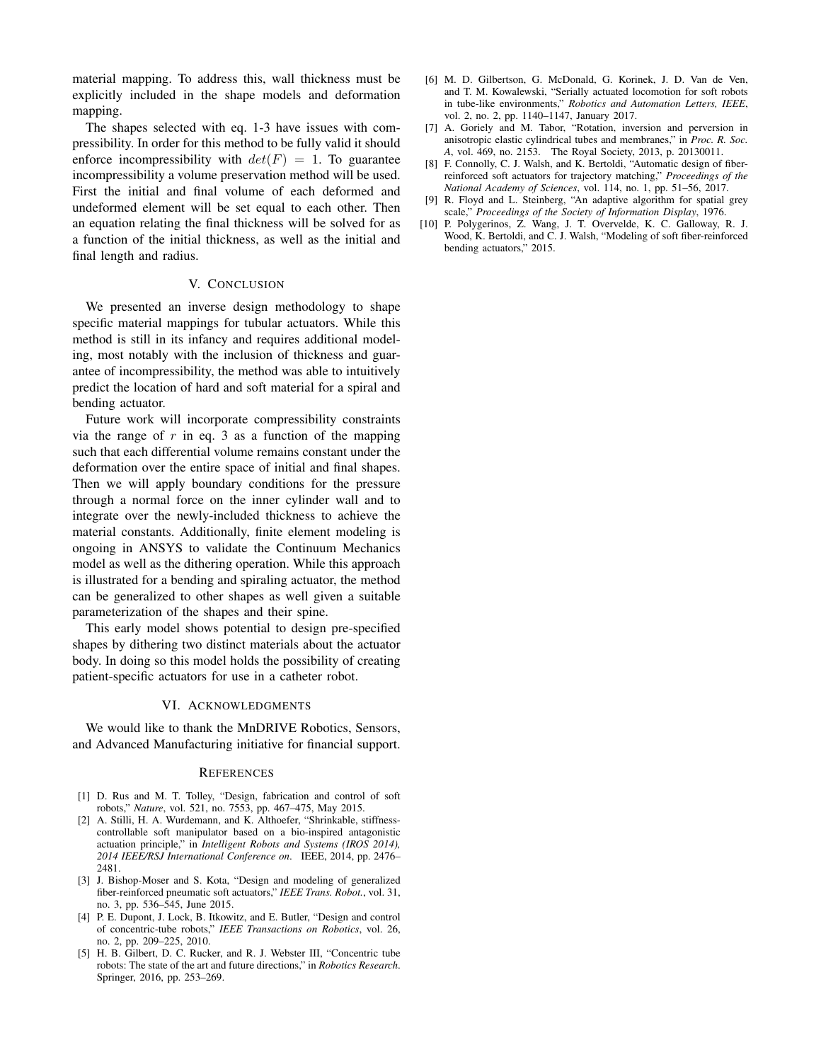material mapping. To address this, wall thickness must be explicitly included in the shape models and deformation mapping.

The shapes selected with eq. 1-3 have issues with compressibility. In order for this method to be fully valid it should enforce incompressibility with $det(F) = 1$. To guarantee incompressibility a volume preservation method will be used. First the initial and final volume of each deformed and undeformed element will be set equal to each other. Then an equation relating the final thickness will be solved for as a function of the initial thickness, as well as the initial and final length and radius.

## V. Conclusion

We presented an inverse design methodology to shape specific material mappings for tubular actuators. While this method is still in its infancy and requires additional modeling, most notably with the inclusion of thickness and guarantee of incompressibility, the method was able to intuitively predict the location of hard and soft material for a spiral and bending actuator.

Future work will incorporate compressibility constraints via the range of $r$ in eq. 3 as a function of the mapping such that each differential volume remains constant under the deformation over the entire space of initial and final shapes. Then we will apply boundary conditions for the pressure through a normal force on the inner cylinder wall and to integrate over the newly-included thickness to achieve the material constants. Additionally, finite element modeling is ongoing in ANSYS to validate the Continuum Mechanics model as well as the dithering operation. While this approach is illustrated for a bending and spiraling actuator, the method can be generalized to other shapes as well given a suitable parameterization of the shapes and their spine.

This early model shows potential to design pre-specified shapes by dithering two distinct materials about the actuator body. In doing so this model holds the possibility of creating patient-specific actuators for use in a catheter robot.

## VI. Acknowledgments

We would like to thank the MnDRIVE Robotics, Sensors, and Advanced Manufacturing initiative for financial support.

## References

[1] D. Rus and M. T. Tolley, "Design, fabrication and control of soft robots," *Nature*, vol. 521, no. 7553, pp. 467–475, May 2015.

[2] A. Stilli, H. A. Wurdemann, and K. Althoefer, "Shrinkable, stiffness-controllable soft manipulator based on a bio-inspired antagonistic actuation principle," in *Intelligent Robots and Systems (IROS 2014), 2014 IEEE/RSJ International Conference on*. IEEE, 2014, pp. 2476–2481.

[3] J. Bishop-Moser and S. Kota, "Design and modeling of generalized fiber-reinforced pneumatic soft actuators," *IEEE Trans. Robot.*, vol. 31, no. 3, pp. 536–545, June 2015.

[4] P. E. Dupont, J. Lock, B. Itkowitz, and E. Butler, "Design and control of concentric-tube robots," *IEEE Transactions on Robotics*, vol. 26, no. 2, pp. 209–225, 2010.

[5] H. B. Gilbert, D. C. Rucker, and R. J. Webster III, "Concentric tube robots: The state of the art and future directions," in *Robotics Research*. Springer, 2016, pp. 253–269.

[6] M. D. Gilbertson, G. McDonald, G. Korinek, J. D. Van de Ven, and T. M. Kowalewski, "Serially actuated locomotion for soft robots in tube-like environments," *Robotics and Automation Letters, IEEE*, vol. 2, no. 2, pp. 1140–1147, January 2017.

[7] A. Goriely and M. Tabor, "Rotation, inversion and perversion in anisotropic elastic cylindrical tubes and membranes," in *Proc. R. Soc. A*, vol. 469, no. 2153. The Royal Society, 2013, p. 20130011.

[8] F. Connolly, C. J. Walsh, and K. Bertoldi, "Automatic design of fiber-reinforced soft actuators for trajectory matching," *Proceedings of the National Academy of Sciences*, vol. 114, no. 1, pp. 51–56, 2017.

[9] R. Floyd and L. Steinberg, "An adaptive algorithm for spatial grey scale," *Proceedings of the Society of Information Display*, 1976.

[10] P. Polygerinos, Z. Wang, J. T. Overvelde, K. C. Galloway, R. J. Wood, K. Bertoldi, and C. J. Walsh, "Modeling of soft fiber-reinforced bending actuators," 2015.